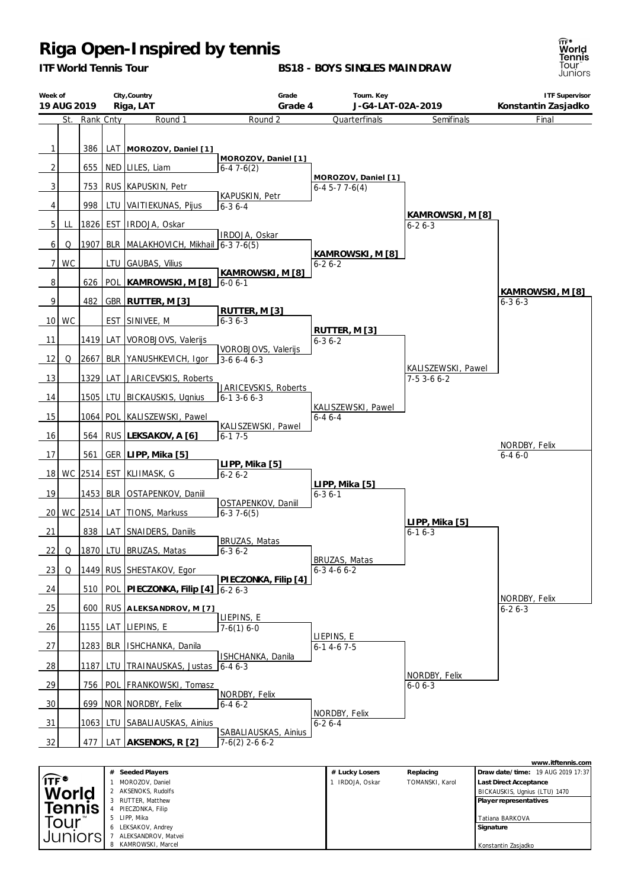# Riga Open-Inspired by tennis

**ITF World Tennis Tour** — **BS18 - BOYS SINGLES MAINDRAW**

| Week of | City,Country | Grade | Tourn. Key | ITF Supervisor |
|---|---|---|---|---|
| 19 AUG 2019 | Riga, LAT | Grade 4 | J-G4-LAT-02A-2019 | Konstantin Zasjadko |

| # | St. | Rank | Cnty | Round 1 | Round 2 | Quarterfinals | Semifinals | Final |
|---|---|---|---|---|---|---|---|---|
| 1 | | 386 | LAT | **MOROZOV, Daniel [1]** | | | | |
| | | | | | **MOROZOV, Daniel [1]** 6-4 7-6(2) | | | |
| 2 | | 655 | NED | LILES, Liam | | | | |
| | | | | | | **MOROZOV, Daniel [1]** 6-4 5-7 7-6(4) | | |
| 3 | | 753 | RUS | KAPUSKIN, Petr | | | | |
| | | | | | KAPUSKIN, Petr 6-3 6-4 | | | |
| 4 | | 998 | LTU | VAITIEKUNAS, Pijus | | | | |
| | | | | | | | **KAMROWSKI, M [8]** 6-2 6-3 | |
| 5 | LL | 1826 | EST | IRDOJA, Oskar | | | | |
| | | | | | IRDOJA, Oskar 6-3 7-6(5) | | | |
| 6 | Q | 1907 | BLR | MALAKHOVICH, Mikhail | | | | |
| | | | | | | **KAMROWSKI, M [8]** 6-2 6-2 | | |
| 7 | WC | | LTU | GAUBAS, Vilius | | | | |
| | | | | | **KAMROWSKI, M [8]** 6-0 6-1 | | | |
| 8 | | 626 | POL | **KAMROWSKI, M [8]** | | | | |
| | | | | | | | | **KAMROWSKI, M [8]** 6-3 6-3 |
| 9 | | 482 | GBR | **RUTTER, M [3]** | | | | |
| | | | | | **RUTTER, M [3]** 6-3 6-3 | | | |
| 10 | WC | | EST | SINIVEE, M | | | | |
| | | | | | | **RUTTER, M [3]** 6-3 6-2 | | |
| 11 | | 1419 | LAT | VOROBJOVS, Valerijs | | | | |
| | | | | | VOROBJOVS, Valerijs 3-6 6-4 6-3 | | | |
| 12 | Q | 2667 | BLR | YANUSHKEVICH, Igor | | | | |
| | | | | | | | KALISZEWSKI, Pawel 7-5 3-6 6-2 | |
| 13 | | 1329 | LAT | JARICEVSKIS, Roberts | | | | |
| | | | | | JARICEVSKIS, Roberts 6-1 3-6 6-3 | | | |
| 14 | | 1505 | LTU | BICKAUSKIS, Ugnius | | | | |
| | | | | | | KALISZEWSKI, Pawel 6-4 6-4 | | |
| 15 | | 1064 | POL | KALISZEWSKI, Pawel | | | | |
| | | | | | KALISZEWSKI, Pawel 6-1 7-5 | | | |
| 16 | | 564 | RUS | **LEKSAKOV, A [6]** | | | | |
| | | | | | | | | NORDBY, Felix 6-4 6-0 |
| 17 | | 561 | GER | **LIPP, Mika [5]** | | | | |
| | | | | | **LIPP, Mika [5]** 6-2 6-2 | | | |
| 18 | WC | 2514 | EST | KLIIMASK, G | | | | |
| | | | | | | **LIPP, Mika [5]** 6-3 6-1 | | |
| 19 | | 1453 | BLR | OSTAPENKOV, Daniil | | | | |
| | | | | | OSTAPENKOV, Daniil 6-3 7-6(5) | | | |
| 20 | WC | 2514 | LAT | TIONS, Markuss | | | | |
| | | | | | | | **LIPP, Mika [5]** 6-1 6-3 | |
| 21 | | 838 | LAT | SNAIDERS, Daniils | | | | |
| | | | | | BRUZAS, Matas 6-3 6-2 | | | |
| 22 | Q | 1870 | LTU | BRUZAS, Matas | | | | |
| | | | | | | BRUZAS, Matas 6-3 4-6 6-2 | | |
| 23 | Q | 1449 | RUS | SHESTAKOV, Egor | | | | |
| | | | | | **PIECZONKA, Filip [4]** 6-2 6-3 | | | |
| 24 | | 510 | POL | **PIECZONKA, Filip [4]** | | | | |
| | | | | | | | | NORDBY, Felix 6-2 6-3 |
| 25 | | 600 | RUS | **ALEKSANDROV, M [7]** | | | | |
| | | | | | LIEPINS, E 7-6(1) 6-0 | | | |
| 26 | | 1155 | LAT | LIEPINS, E | | | | |
| | | | | | | LIEPINS, E 6-1 4-6 7-5 | | |
| 27 | | 1283 | BLR | ISHCHANKA, Danila | | | | |
| | | | | | ISHCHANKA, Danila 6-4 6-3 | | | |
| 28 | | 1187 | LTU | TRAINAUSKAS, Justas | | | | |
| | | | | | | | NORDBY, Felix 6-0 6-3 | |
| 29 | | 756 | POL | FRANKOWSKI, Tomasz | | | | |
| | | | | | NORDBY, Felix 6-4 6-2 | | | |
| 30 | | 699 | NOR | NORDBY, Felix | | | | |
| | | | | | | NORDBY, Felix 6-2 6-4 | | |
| 31 | | 1063 | LTU | SABALIAUSKAS, Ainius | | | | |
| | | | | | SABALIAUSKAS, Ainius 7-6(2) 2-6 6-2 | | | |
| 32 | | 477 | LAT | **AKSENOKS, R [2]** | | | | |

| # | Seeded Players | # | Lucky Losers | Replacing |
|---|---|---|---|---|
| 1 | MOROZOV, Daniel | 1 | IRDOJA, Oskar | TOMANSKI, Karol |
| 2 | AKSENOKS, Rudolfs | | | |
| 3 | RUTTER, Matthew | | | |
| 4 | PIECZONKA, Filip | | | |
| 5 | LIPP, Mika | | | |
| 6 | LEKSAKOV, Andrey | | | |
| 7 | ALEKSANDROV, Matvei | | | |
| 8 | KAMROWSKI, Marcel | | | |

**Draw date/time:** 19 AUG 2019 17:37

**Last Direct Acceptance**
BICKAUSKIS, Ugnius (LTU) 1470

**Player representatives**
Tatiana BARKOVA

**Signature**
Konstantin Zasjadko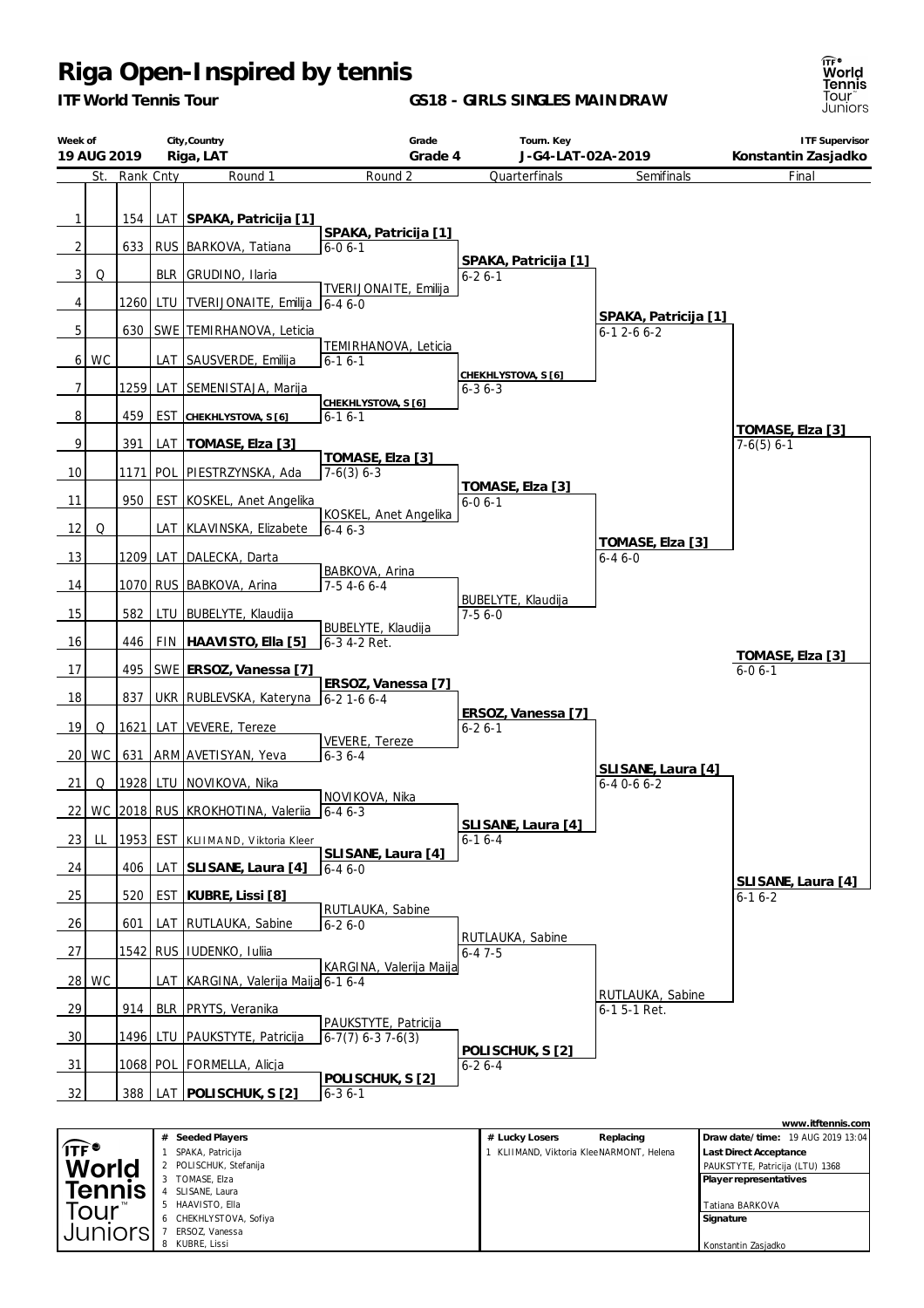# Riga Open-Inspired by tennis

**ITF World Tennis Tour** — **GS18 - GIRLS SINGLES MAINDRAW**

| Week of | City,Country | Grade | Tourn. Key | ITF Supervisor |
|---|---|---|---|---|
| 19 AUG 2019 | Riga, LAT | Grade 4 | J-G4-LAT-02A-2019 | Konstantin Zasjadko |

## Round 1

| # | St. | Rank | Cnty | Round 1 |
|---|---|---|---|---|
| 1 | | 154 | LAT | **SPAKA, Patricija [1]** |
| 2 | | 633 | RUS | BARKOVA, Tatiana |
| 3 | Q | | BLR | GRUDINO, Ilaria |
| 4 | | 1260 | LTU | TVERIJONAITE, Emilija |
| 5 | | 630 | SWE | TEMIRHANOVA, Leticia |
| 6 | WC | | LAT | SAUSVERDE, Emilija |
| 7 | | 1259 | LAT | SEMENISTAJA, Marija |
| 8 | | 459 | EST | **CHEKHLYSTOVA, S [6]** |
| 9 | | 391 | LAT | **TOMASE, Elza [3]** |
| 10 | | 1171 | POL | PIESTRZYNSKA, Ada |
| 11 | | 950 | EST | KOSKEL, Anet Angelika |
| 12 | Q | | LAT | KLAVINSKA, Elizabete |
| 13 | | 1209 | LAT | DALECKA, Darta |
| 14 | | 1070 | RUS | BABKOVA, Arina |
| 15 | | 582 | LTU | BUBELYTE, Klaudija |
| 16 | | 446 | FIN | **HAAVISTO, Ella [5]** |
| 17 | | 495 | SWE | **ERSOZ, Vanessa [7]** |
| 18 | | 837 | UKR | RUBLEVSKA, Kateryna |
| 19 | Q | 1621 | LAT | VEVERE, Tereze |
| 20 | WC | 631 | ARM | AVETISYAN, Yeva |
| 21 | Q | 1928 | LTU | NOVIKOVA, Nika |
| 22 | WC | 2018 | RUS | KROKHOTINA, Valeriia |
| 23 | LL | 1953 | EST | KLIIMAND, Viktoria Kleer |
| 24 | | 406 | LAT | **SLISANE, Laura [4]** |
| 25 | | 520 | EST | **KUBRE, Lissi [8]** |
| 26 | | 601 | LAT | RUTLAUKA, Sabine |
| 27 | | 1542 | RUS | IUDENKO, Iuliia |
| 28 | WC | | LAT | KARGINA, Valerija Maija |
| 29 | | 914 | BLR | PRYTS, Veranika |
| 30 | | 1496 | LTU | PAUKSTYTE, Patricija |
| 31 | | 1068 | POL | FORMELLA, Alicja |
| 32 | | 388 | LAT | **POLISCHUK, S [2]** |

## Round 2

| Winner | Score |
|---|---|
| **SPAKA, Patricija [1]** | 6-0 6-1 |
| TVERIJONAITE, Emilija | 6-4 6-0 |
| TEMIRHANOVA, Leticia | 6-1 6-1 |
| **CHEKHLYSTOVA, S [6]** | 6-1 6-1 |
| **TOMASE, Elza [3]** | 7-6(3) 6-3 |
| KOSKEL, Anet Angelika | 6-4 6-3 |
| BABKOVA, Arina | 7-5 4-6 6-4 |
| BUBELYTE, Klaudija | 6-3 4-2 Ret. |
| **ERSOZ, Vanessa [7]** | 6-2 1-6 6-4 |
| VEVERE, Tereze | 6-3 6-4 |
| NOVIKOVA, Nika | 6-4 6-3 |
| **SLISANE, Laura [4]** | 6-4 6-0 |
| RUTLAUKA, Sabine | 6-2 6-0 |
| KARGINA, Valerija Maija | 6-1 6-4 |
| PAUKSTYTE, Patricija | 6-7(7) 6-3 7-6(3) |
| **POLISCHUK, S [2]** | 6-3 6-1 |

## Quarterfinals

| Winner | Score |
|---|---|
| **SPAKA, Patricija [1]** | 6-2 6-1 |
| **CHEKHLYSTOVA, S [6]** | 6-3 6-3 |
| **TOMASE, Elza [3]** | 6-0 6-1 |
| BUBELYTE, Klaudija | 7-5 6-0 |
| **ERSOZ, Vanessa [7]** | 6-2 6-1 |
| **SLISANE, Laura [4]** | 6-1 6-4 |
| RUTLAUKA, Sabine | 6-4 7-5 |
| **POLISCHUK, S [2]** | 6-2 6-4 |

## Semifinals

| Winner | Score |
|---|---|
| **SPAKA, Patricija [1]** | 6-1 2-6 6-2 |
| **TOMASE, Elza [3]** | 6-4 6-0 |
| **SLISANE, Laura [4]** | 6-4 0-6 6-2 |
| RUTLAUKA, Sabine | 6-1 5-1 Ret. |

## Final

| Winner | Score |
|---|---|
| **TOMASE, Elza [3]** | 7-6(5) 6-1 |
| **SLISANE, Laura [4]** | 6-1 6-2 |

**Champion: TOMASE, Elza [3]** 6-0 6-1

---

| # | Seeded Players |
|---|---|
| 1 | SPAKA, Patricija |
| 2 | POLISCHUK, Stefanija |
| 3 | TOMASE, Elza |
| 4 | SLISANE, Laura |
| 5 | HAAVISTO, Ella |
| 6 | CHEKHLYSTOVA, Sofiya |
| 7 | ERSOZ, Vanessa |
| 8 | KUBRE, Lissi |

| # | Lucky Losers | Replacing |
|---|---|---|
| 1 | KLIIMAND, Viktoria Klee | NARMONT, Helena |

**Draw date/time:** 19 AUG 2019 13:04

**Last Direct Acceptance**
PAUKSTYTE, Patricija (LTU) 1368

**Player representatives**
Tatiana BARKOVA

**Signature**
Konstantin Zasjadko

www.itftennis.com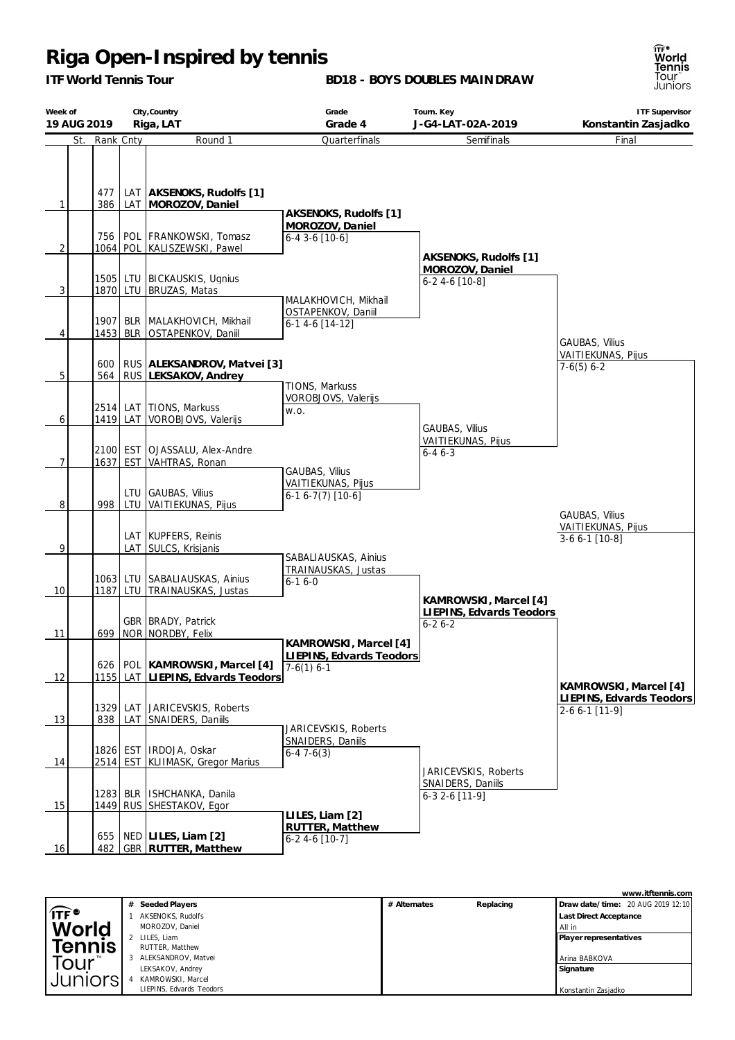# Riga Open-Inspired by tennis

**ITF World Tennis Tour**

**BD18 - BOYS DOUBLES MAIN DRAW**

| Week of | City,Country | Grade | Tourn. Key | ITF Supervisor |
|---|---|---|---|---|
| **19 AUG 2019** | **Riga, LAT** | **Grade 4** | **J-G4-LAT-02A-2019** | **Konstantin Zasjadko** |

| | St. | Rank | Cnty | Round 1 | Quarterfinals | Semifinals | Final |
|---|---|---|---|---|---|---|---|
| 1 | | 477 / 386 | LAT / LAT | **AKSENOKS, Rudolfs [1]** / **MOROZOV, Daniel** | **AKSENOKS, Rudolfs [1]** / **MOROZOV, Daniel** 6-4 3-6 [10-6] | **AKSENOKS, Rudolfs [1]** / **MOROZOV, Daniel** 6-2 4-6 [10-8] | GAUBAS, Vilius / VAITIEKUNAS, Pijus 7-6(5) 6-2 |
| 2 | | 756 / 1064 | POL / POL | FRANKOWSKI, Tomasz / KALISZEWSKI, Pawel | | | |
| 3 | | 1505 / 1870 | LTU / LTU | BICKAUSKIS, Ugnius / BRUZAS, Matas | MALAKHOVICH, Mikhail / OSTAPENKOV, Daniil 6-1 4-6 [14-12] | | |
| 4 | | 1907 / 1453 | BLR / BLR | MALAKHOVICH, Mikhail / OSTAPENKOV, Daniil | | | |
| 5 | | 600 / 564 | RUS / RUS | **ALEKSANDROV, Matvei [3]** / **LEKSAKOV, Andrey** | TIONS, Markuss / VOROBJOVS, Valerijs w.o. | GAUBAS, Vilius / VAITIEKUNAS, Pijus 6-4 6-3 | |
| 6 | | 2514 / 1419 | LAT / LAT | TIONS, Markuss / VOROBJOVS, Valerijs | | | |
| 7 | | 2100 / 1637 | EST / EST | OJASSALU, Alex-Andre / VAHTRAS, Ronan | GAUBAS, Vilius / VAITIEKUNAS, Pijus 6-1 6-7(7) [10-6] | | |
| 8 | | / 998 | LTU / LTU | GAUBAS, Vilius / VAITIEKUNAS, Pijus | | | |
| 9 | | | LAT / LAT | KUPFERS, Reinis / SULCS, Krisjanis | SABALIAUSKAS, Ainius / TRAINAUSKAS, Justas 6-1 6-0 | **KAMROWSKI, Marcel [4]** / **LIEPINS, Edvards Teodors** 6-2 6-2 | **KAMROWSKI, Marcel [4]** / **LIEPINS, Edvards Teodors** 2-6 6-1 [11-9] |
| 10 | | 1063 / 1187 | LTU / LTU | SABALIAUSKAS, Ainius / TRAINAUSKAS, Justas | | | |
| 11 | | / 699 | GBR / NOR | BRADY, Patrick / NORDBY, Felix | **KAMROWSKI, Marcel [4]** / **LIEPINS, Edvards Teodors** 7-6(1) 6-1 | | |
| 12 | | 626 / 1155 | POL / LAT | **KAMROWSKI, Marcel [4]** / **LIEPINS, Edvards Teodors** | | | |
| 13 | | 1329 / 838 | LAT / LAT | JARICEVSKIS, Roberts / SNAIDERS, Daniils | JARICEVSKIS, Roberts / SNAIDERS, Daniils 6-4 7-6(3) | JARICEVSKIS, Roberts / SNAIDERS, Daniils 6-3 2-6 [11-9] | |
| 14 | | 1826 / 2514 | EST / EST | IRDOJA, Oskar / KLIIMASK, Gregor Marius | | | |
| 15 | | 1283 / 1449 | BLR / RUS | ISHCHANKA, Danila / SHESTAKOV, Egor | **LILES, Liam [2]** / **RUTTER, Matthew** 6-2 4-6 [10-7] | | |
| 16 | | 655 / 482 | NED / GBR | **LILES, Liam [2]** / **RUTTER, Matthew** | | | |

**Final winner:** GAUBAS, Vilius / VAITIEKUNAS, Pijus 3-6 6-1 [10-8]

www.itftennis.com

| # | Seeded Players | # Alternates | Replacing | |
|---|---|---|---|---|
| 1 | AKSENOKS, Rudolfs / MOROZOV, Daniel | | | **Draw date/time:** 20 AUG 2019 12:10 |
| 2 | LILES, Liam / RUTTER, Matthew | | | **Last Direct Acceptance** All in |
| 3 | ALEKSANDROV, Matvei / LEKSAKOV, Andrey | | | **Player representatives** Arina BABKOVA |
| 4 | KAMROWSKI, Marcel / LIEPINS, Edvards Teodors | | | **Signature** Konstantin Zasjadko |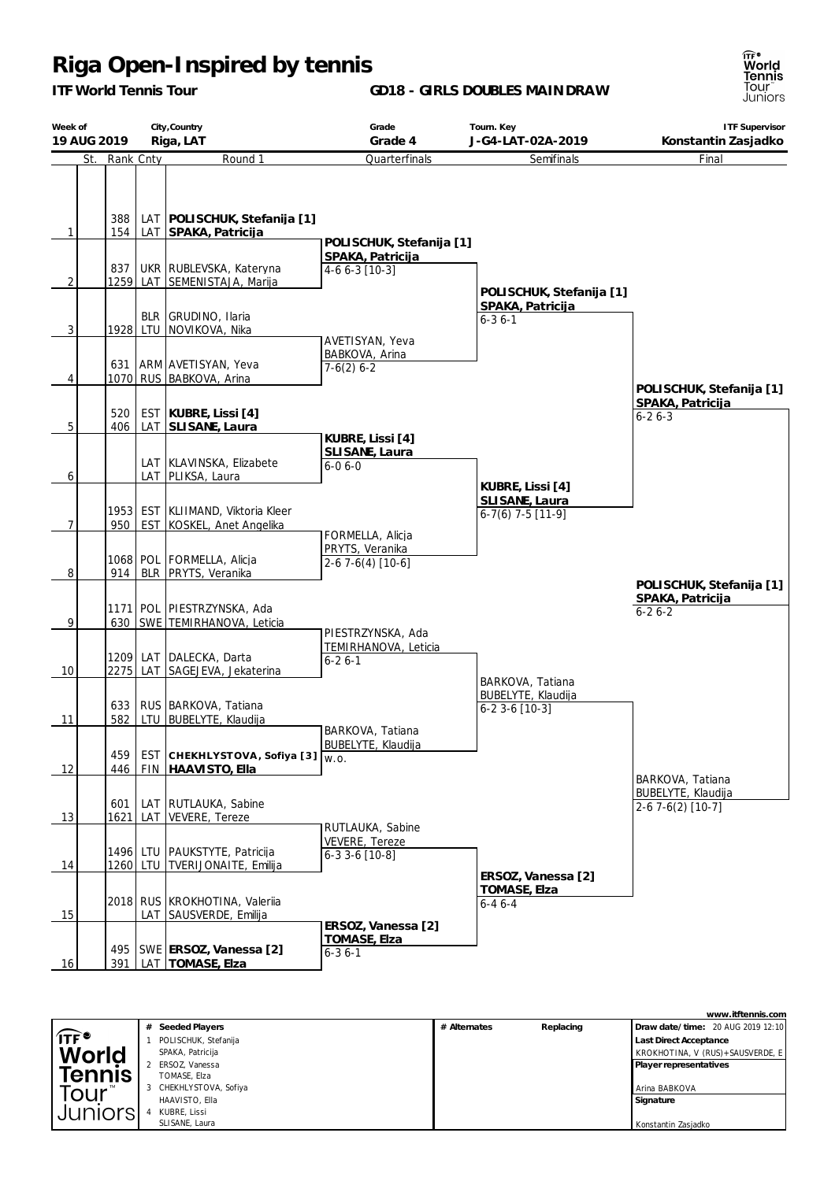# Riga Open-Inspired by tennis

**ITF World Tennis Tour** — **GD18 - GIRLS DOUBLES MAIN DRAW**

| Week of | City, Country | Grade | Tourn. Key | ITF Supervisor |
|---|---|---|---|---|
| 19 AUG 2019 | Riga, LAT | Grade 4 | J-G4-LAT-02A-2019 | Konstantin Zasjadko |

| | St. | Rank | Cnty | Round 1 | Quarterfinals | Semifinals | Final |
|---|---|---|---|---|---|---|---|
| 1 | | 388 / 154 | LAT / LAT | **POLISCHUK, Stefanija [1]** / **SPAKA, Patricija** | | | |
| | | | | | **POLISCHUK, Stefanija [1]** / **SPAKA, Patricija** 4-6 6-3 [10-3] | | |
| 2 | | 837 / 1259 | UKR / LAT | RUBLEVSKA, Kateryna / SEMENISTAJA, Marija | | | |
| | | | | | | **POLISCHUK, Stefanija [1]** / **SPAKA, Patricija** 6-3 6-1 | |
| 3 | | / 1928 | BLR / LTU | GRUDINO, Ilaria / NOVIKOVA, Nika | | | |
| | | | | | AVETISYAN, Yeva / BABKOVA, Arina 7-6(2) 6-2 | | |
| 4 | | 631 / 1070 | ARM / RUS | AVETISYAN, Yeva / BABKOVA, Arina | | | |
| | | | | | | | **POLISCHUK, Stefanija [1]** / **SPAKA, Patricija** 6-2 6-3 |
| 5 | | 520 / 406 | EST / LAT | **KUBRE, Lissi [4]** / **SLISANE, Laura** | | | |
| | | | | | **KUBRE, Lissi [4]** / **SLISANE, Laura** 6-0 6-0 | | |
| 6 | | | LAT / LAT | KLAVINSKA, Elizabete / PLIKSA, Laura | | | |
| | | | | | | **KUBRE, Lissi [4]** / **SLISANE, Laura** 6-7(6) 7-5 [11-9] | |
| 7 | | 1953 / 950 | EST / EST | KLIIMAND, Viktoria Kleer / KOSKEL, Anet Angelika | | | |
| | | | | | FORMELLA, Alicja / PRYTS, Veranika 2-6 7-6(4) [10-6] | | |
| 8 | | 1068 / 914 | POL / BLR | FORMELLA, Alicja / PRYTS, Veranika | | | |
| | | | | | | | **POLISCHUK, Stefanija [1]** / **SPAKA, Patricija** 6-2 6-2 (Winner) |
| 9 | | 1171 / 630 | POL / SWE | PIESTRZYNSKA, Ada / TEMIRHANOVA, Leticia | | | |
| | | | | | PIESTRZYNSKA, Ada / TEMIRHANOVA, Leticia 6-2 6-1 | | |
| 10 | | 1209 / 2275 | LAT / LAT | DALECKA, Darta / SAGEJEVA, Jekaterina | | | |
| | | | | | | BARKOVA, Tatiana / BUBELYTE, Klaudija 6-2 3-6 [10-3] | |
| 11 | | 633 / 582 | RUS / LTU | BARKOVA, Tatiana / BUBELYTE, Klaudija | | | |
| | | | | | BARKOVA, Tatiana / BUBELYTE, Klaudija w.o. | | |
| 12 | | 459 / 446 | EST / FIN | **CHEKHLYSTOVA, Sofiya [3]** / **HAAVISTO, Ella** | | | |
| | | | | | | | BARKOVA, Tatiana / BUBELYTE, Klaudija 2-6 7-6(2) [10-7] |
| 13 | | 601 / 1621 | LAT / LAT | RUTLAUKA, Sabine / VEVERE, Tereze | | | |
| | | | | | RUTLAUKA, Sabine / VEVERE, Tereze 6-3 3-6 [10-8] | | |
| 14 | | 1496 / 1260 | LTU / LTU | PAUKSTYTE, Patricija / TVERIJONAITE, Emilija | | | |
| | | | | | | **ERSOZ, Vanessa [2]** / **TOMASE, Elza** 6-4 6-4 | |
| 15 | | 2018 / | RUS / LAT | KROKHOTINA, Valeriia / SAUSVERDE, Emilija | | | |
| | | | | | **ERSOZ, Vanessa [2]** / **TOMASE, Elza** 6-3 6-1 | | |
| 16 | | 495 / 391 | SWE / LAT | **ERSOZ, Vanessa [2]** / **TOMASE, Elza** | | | |

| # | Seeded Players | # Alternates | Replacing | |
|---|---|---|---|---|
| 1 | POLISCHUK, Stefanija / SPAKA, Patricija | | | **Draw date/time:** 20 AUG 2019 12:10 |
| 2 | ERSOZ, Vanessa / TOMASE, Elza | | | **Last Direct Acceptance:** KROKHOTINA, V (RUS)+SAUSVERDE, E |
| 3 | CHEKHLYSTOVA, Sofiya / HAAVISTO, Ella | | | **Player representatives:** Arina BABKOVA |
| 4 | KUBRE, Lissi / SLISANE, Laura | | | **Signature:** Konstantin Zasjadko |

www.itftennis.com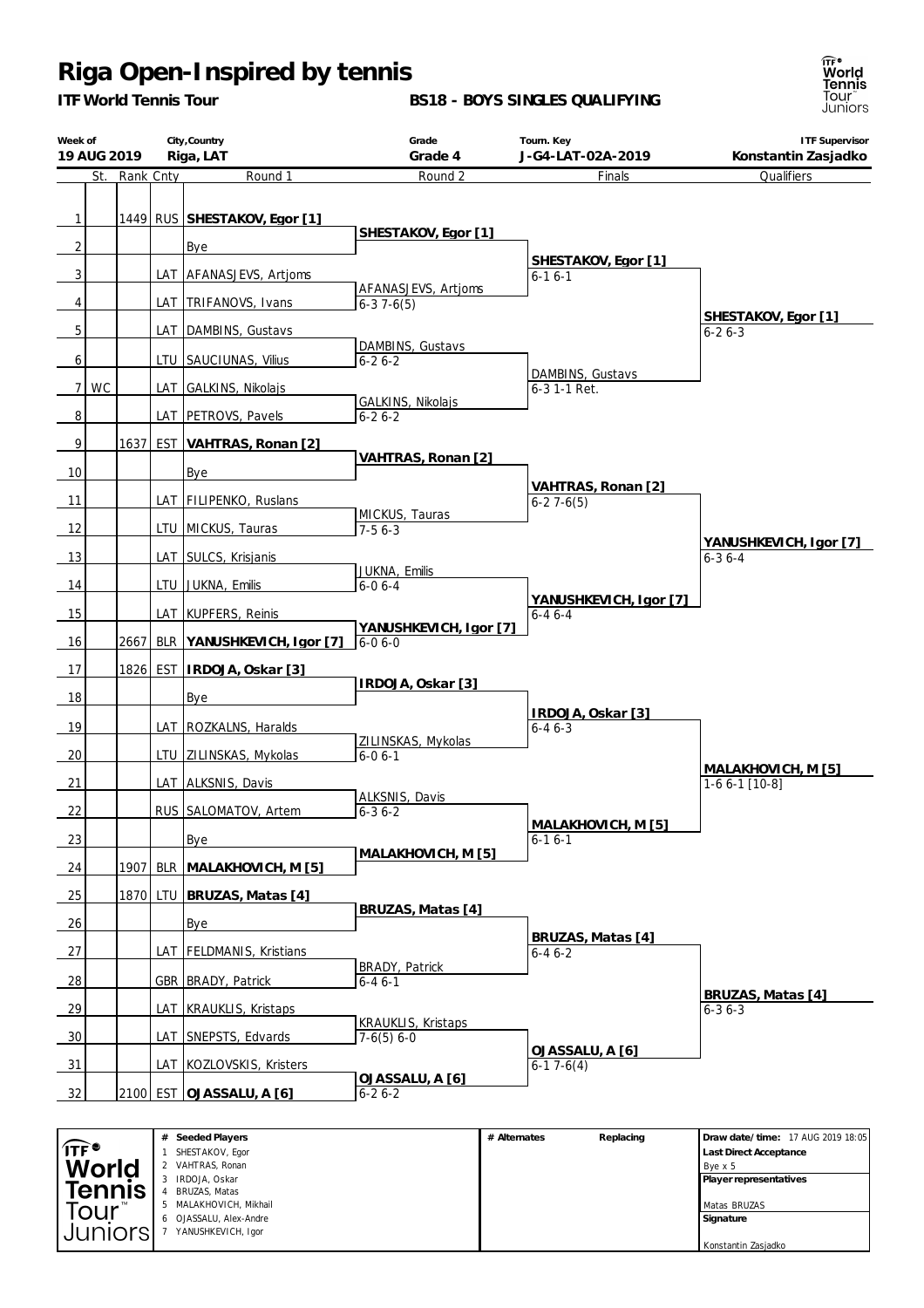# Riga Open-Inspired by tennis

**ITF World Tennis Tour** **BS18 - BOYS SINGLES QUALIFYING**

| Week of | City,Country | Grade | Tourn. Key | ITF Supervisor |
|---|---|---|---|---|
| 19 AUG 2019 | Riga, LAT | Grade 4 | J-G4-LAT-02A-2019 | Konstantin Zasjadko |

| | St. | Rank | Cnty | Round 1 | Round 2 | Finals | Qualifiers |
|---|---|---|---|---|---|---|---|
| 1 | | 1449 | RUS | **SHESTAKOV, Egor [1]** | | | |
| | | | | | **SHESTAKOV, Egor [1]** | | |
| 2 | | | | Bye | | | |
| | | | | | | **SHESTAKOV, Egor [1]** 6-1 6-1 | |
| 3 | | | LAT | AFANASJEVS, Artjoms | | | |
| | | | | | AFANASJEVS, Artjoms 6-3 7-6(5) | | |
| 4 | | | LAT | TRIFANOVS, Ivans | | | |
| | | | | | | | **SHESTAKOV, Egor [1]** 6-2 6-3 |
| 5 | | | LAT | DAMBINS, Gustavs | | | |
| | | | | | DAMBINS, Gustavs 6-2 6-2 | | |
| 6 | | | LTU | SAUCIUNAS, Vilius | | | |
| | | | | | | DAMBINS, Gustavs 6-3 1-1 Ret. | |
| 7 | WC | | LAT | GALKINS, Nikolajs | | | |
| | | | | | GALKINS, Nikolajs 6-2 6-2 | | |
| 8 | | | LAT | PETROVS, Pavels | | | |
| 9 | | 1637 | EST | **VAHTRAS, Ronan [2]** | | | |
| | | | | | **VAHTRAS, Ronan [2]** | | |
| 10 | | | | Bye | | | |
| | | | | | | **VAHTRAS, Ronan [2]** 6-2 7-6(5) | |
| 11 | | | LAT | FILIPENKO, Ruslans | | | |
| | | | | | MICKUS, Tauras 7-5 6-3 | | |
| 12 | | | LTU | MICKUS, Tauras | | | |
| | | | | | | | **YANUSHKEVICH, Igor [7]** 6-3 6-4 |
| 13 | | | LAT | SULCS, Krisjanis | | | |
| | | | | | JUKNA, Emilis 6-0 6-4 | | |
| 14 | | | LTU | JUKNA, Emilis | | | |
| | | | | | | **YANUSHKEVICH, Igor [7]** 6-4 6-4 | |
| 15 | | | LAT | KUPFERS, Reinis | | | |
| | | | | | **YANUSHKEVICH, Igor [7]** 6-0 6-0 | | |
| 16 | | 2667 | BLR | **YANUSHKEVICH, Igor [7]** | | | |
| 17 | | 1826 | EST | **IRDOJA, Oskar [3]** | | | |
| | | | | | **IRDOJA, Oskar [3]** | | |
| 18 | | | | Bye | | | |
| | | | | | | **IRDOJA, Oskar [3]** 6-4 6-3 | |
| 19 | | | LAT | ROZKALNS, Haralds | | | |
| | | | | | ZILINSKAS, Mykolas 6-0 6-1 | | |
| 20 | | | LTU | ZILINSKAS, Mykolas | | | |
| | | | | | | | **MALAKHOVICH, M [5]** 1-6 6-1 [10-8] |
| 21 | | | LAT | ALKSNIS, Davis | | | |
| | | | | | ALKSNIS, Davis 6-3 6-2 | | |
| 22 | | | RUS | SALOMATOV, Artem | | | |
| | | | | | | **MALAKHOVICH, M [5]** 6-1 6-1 | |
| 23 | | | | Bye | | | |
| | | | | | **MALAKHOVICH, M [5]** | | |
| 24 | | 1907 | BLR | **MALAKHOVICH, M [5]** | | | |
| 25 | | 1870 | LTU | **BRUZAS, Matas [4]** | | | |
| | | | | | **BRUZAS, Matas [4]** | | |
| 26 | | | | Bye | | | |
| | | | | | | **BRUZAS, Matas [4]** 6-4 6-2 | |
| 27 | | | LAT | FELDMANIS, Kristians | | | |
| | | | | | BRADY, Patrick 6-4 6-1 | | |
| 28 | | | GBR | BRADY, Patrick | | | |
| | | | | | | | **BRUZAS, Matas [4]** 6-3 6-3 |
| 29 | | | LAT | KRAUKLIS, Kristaps | | | |
| | | | | | KRAUKLIS, Kristaps 7-6(5) 6-0 | | |
| 30 | | | LAT | SNEPSTS, Edvards | | | |
| | | | | | | **OJASSALU, A [6]** 6-1 7-6(4) | |
| 31 | | | LAT | KOZLOVSKIS, Kristers | | | |
| | | | | | **OJASSALU, A [6]** 6-2 6-2 | | |
| 32 | | 2100 | EST | **OJASSALU, A [6]** | | | |

| # | Seeded Players |
|---|---|
| 1 | SHESTAKOV, Egor |
| 2 | VAHTRAS, Ronan |
| 3 | IRDOJA, Oskar |
| 4 | BRUZAS, Matas |
| 5 | MALAKHOVICH, Mikhail |
| 6 | OJASSALU, Alex-Andre |
| 7 | YANUSHKEVICH, Igor |

| # Alternates | Replacing |
|---|---|
| | |

**Draw date/time:** 17 AUG 2019 18:05

**Last Direct Acceptance**
Bye x 5

**Player representatives**
Matas BRUZAS

**Signature**
Konstantin Zasjadko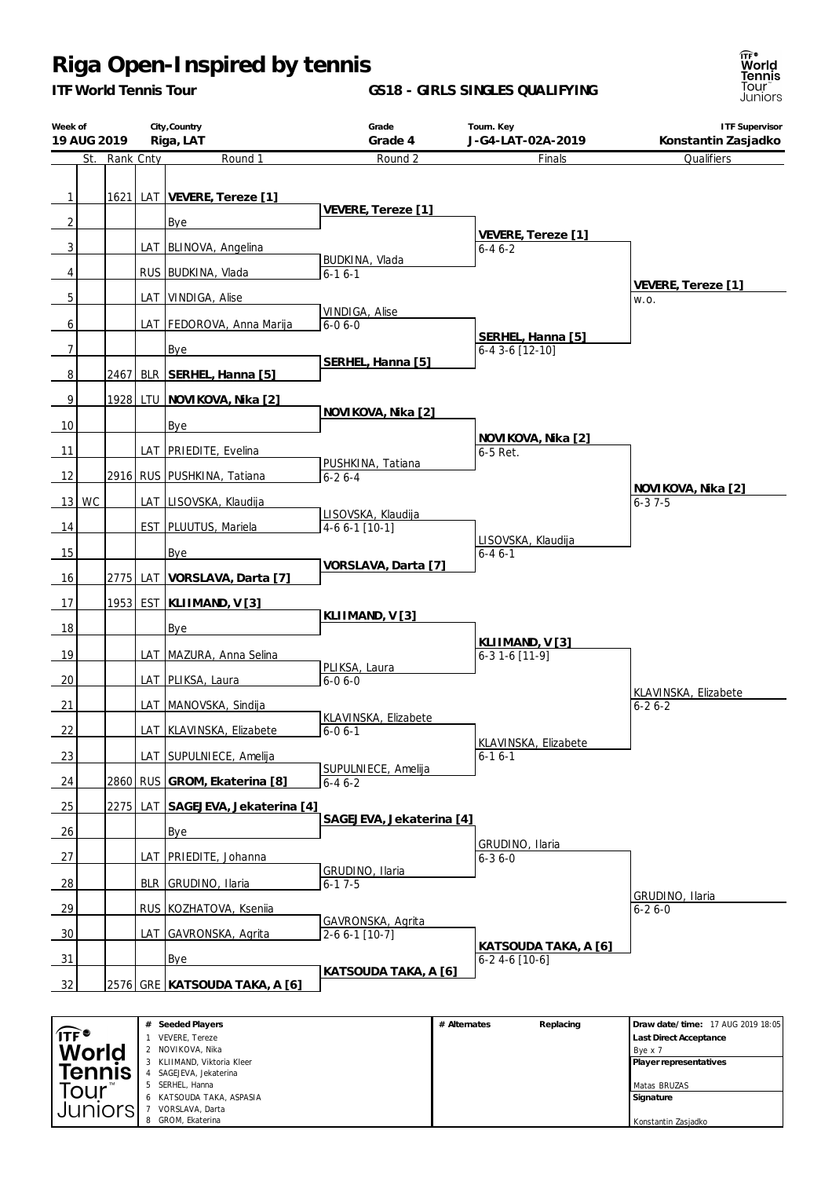# Riga Open-Inspired by tennis

**ITF World Tennis Tour**

**GS18 - GIRLS SINGLES QUALIFYING**

| Week of | City,Country | Grade | Tourn. Key | ITF Supervisor |
|---|---|---|---|---|
| 19 AUG 2019 | Riga, LAT | Grade 4 | J-G4-LAT-02A-2019 | Konstantin Zasjadko |

| # | St. | Rank | Cnty | Round 1 | Round 2 | Finals | Qualifiers |
|---|---|---|---|---|---|---|---|
| 1 | | 1621 | LAT | **VEVERE, Tereze [1]** | **VEVERE, Tereze [1]** | **VEVERE, Tereze [1]** 6-4 6-2 | **VEVERE, Tereze [1]** w.o. |
| 2 | | | | Bye | | | |
| 3 | | | LAT | BLINOVA, Angelina | BUDKINA, Vlada 6-1 6-1 | | |
| 4 | | | RUS | BUDKINA, Vlada | | | |
| 5 | | | LAT | VINDIGA, Alise | VINDIGA, Alise 6-0 6-0 | **SERHEL, Hanna [5]** 6-4 3-6 [12-10] | |
| 6 | | | LAT | FEDOROVA, Anna Marija | | | |
| 7 | | | | Bye | **SERHEL, Hanna [5]** | | |
| 8 | | 2467 | BLR | **SERHEL, Hanna [5]** | | | |
| 9 | | 1928 | LTU | **NOVIKOVA, Nika [2]** | **NOVIKOVA, Nika [2]** | **NOVIKOVA, Nika [2]** 6-5 Ret. | **NOVIKOVA, Nika [2]** 6-3 7-5 |
| 10 | | | | Bye | | | |
| 11 | | | LAT | PRIEDITE, Evelina | PUSHKINA, Tatiana 6-2 6-4 | | |
| 12 | | 2916 | RUS | PUSHKINA, Tatiana | | | |
| 13 | WC | | LAT | LISOVSKA, Klaudija | LISOVSKA, Klaudija 4-6 6-1 [10-1] | LISOVSKA, Klaudija 6-4 6-1 | |
| 14 | | | EST | PLUUTUS, Mariela | | | |
| 15 | | | | Bye | **VORSLAVA, Darta [7]** | | |
| 16 | | 2775 | LAT | **VORSLAVA, Darta [7]** | | | |
| 17 | | 1953 | EST | **KLIIMAND, V [3]** | **KLIIMAND, V [3]** | **KLIIMAND, V [3]** 6-3 1-6 [11-9] | KLAVINSKA, Elizabete 6-2 6-2 |
| 18 | | | | Bye | | | |
| 19 | | | LAT | MAZURA, Anna Selina | PLIKSA, Laura 6-0 6-0 | | |
| 20 | | | LAT | PLIKSA, Laura | | | |
| 21 | | | LAT | MANOVSKA, Sindija | KLAVINSKA, Elizabete 6-0 6-1 | KLAVINSKA, Elizabete 6-1 6-1 | |
| 22 | | | LAT | KLAVINSKA, Elizabete | | | |
| 23 | | | LAT | SUPULNIECE, Amelija | SUPULNIECE, Amelija 6-4 6-2 | | |
| 24 | | 2860 | RUS | **GROM, Ekaterina [8]** | | | |
| 25 | | 2275 | LAT | **SAGEJEVA, Jekaterina [4]** | **SAGEJEVA, Jekaterina [4]** | GRUDINO, Ilaria 6-3 6-0 | GRUDINO, Ilaria 6-2 6-0 |
| 26 | | | | Bye | | | |
| 27 | | | LAT | PRIEDITE, Johanna | GRUDINO, Ilaria 6-1 7-5 | | |
| 28 | | | BLR | GRUDINO, Ilaria | | | |
| 29 | | | RUS | KOZHATOVA, Ksenia | GAVRONSKA, Agrita 2-6 6-1 [10-7] | **KATSOUDA TAKA, A [6]** 6-2 4-6 [10-6] | |
| 30 | | | LAT | GAVRONSKA, Agrita | | | |
| 31 | | | | Bye | **KATSOUDA TAKA, A [6]** | | |
| 32 | | 2576 | GRE | **KATSOUDA TAKA, A [6]** | | | |

| # | Seeded Players | # Alternates | Replacing |
|---|---|---|---|
| 1 | VEVERE, Tereze | | |
| 2 | NOVIKOVA, Nika | | |
| 3 | KLIIMAND, Viktoria Kleer | | |
| 4 | SAGEJEVA, Jekaterina | | |
| 5 | SERHEL, Hanna | | |
| 6 | KATSOUDA TAKA, ASPASIA | | |
| 7 | VORSLAVA, Darta | | |
| 8 | GROM, Ekaterina | | |

**Draw date/time:** 17 AUG 2019 18:05

**Last Direct Acceptance**
Bye x 7

**Player representatives**
Matas BRUZAS

**Signature**
Konstantin Zasjadko